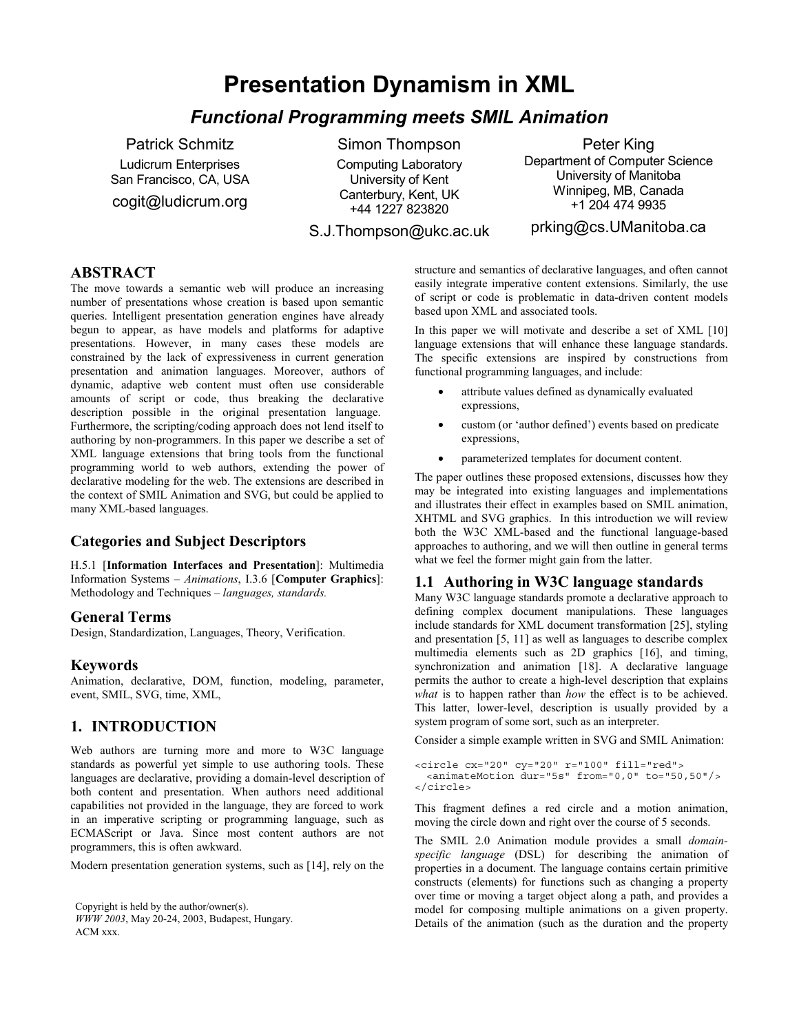# Presentation Dynamism in XML

## *Functional Programming meets SMIL Animation*

Patrick Schmitz
Ludicrum Enterprises
San Francisco, CA, USA
cogit@ludicrum.org

Simon Thompson
Computing Laboratory
University of Kent
Canterbury, Kent, UK
+44 1227 823820
S.J.Thompson@ukc.ac.uk

Peter King
Department of Computer Science
University of Manitoba
Winnipeg, MB, Canada
+1 204 474 9935
prking@cs.UManitoba.ca

## ABSTRACT

The move towards a semantic web will produce an increasing number of presentations whose creation is based upon semantic queries. Intelligent presentation generation engines have already begun to appear, as have models and platforms for adaptive presentations. However, in many cases these models are constrained by the lack of expressiveness in current generation presentation and animation languages. Moreover, authors of dynamic, adaptive web content must often use considerable amounts of script or code, thus breaking the declarative description possible in the original presentation language. Furthermore, the scripting/coding approach does not lend itself to authoring by non-programmers. In this paper we describe a set of XML language extensions that bring tools from the functional programming world to web authors, extending the power of declarative modeling for the web. The extensions are described in the context of SMIL Animation and SVG, but could be applied to many XML-based languages.

### Categories and Subject Descriptors

H.5.1 [**Information Interfaces and Presentation**]: Multimedia Information Systems – *Animations*, I.3.6 [**Computer Graphics**]: Methodology and Techniques – *languages, standards.*

### General Terms

Design, Standardization, Languages, Theory, Verification.

### Keywords

Animation, declarative, DOM, function, modeling, parameter, event, SMIL, SVG, time, XML,

## 1. INTRODUCTION

Web authors are turning more and more to W3C language standards as powerful yet simple to use authoring tools. These languages are declarative, providing a domain-level description of both content and presentation. When authors need additional capabilities not provided in the language, they are forced to work in an imperative scripting or programming language, such as ECMAScript or Java. Since most content authors are not programmers, this is often awkward.

Modern presentation generation systems, such as [14], rely on the structure and semantics of declarative languages, and often cannot easily integrate imperative content extensions. Similarly, the use of script or code is problematic in data-driven content models based upon XML and associated tools.

In this paper we will motivate and describe a set of XML [10] language extensions that will enhance these language standards. The specific extensions are inspired by constructions from functional programming languages, and include:

- attribute values defined as dynamically evaluated expressions,
- custom (or 'author defined') events based on predicate expressions,
- parameterized templates for document content.

The paper outlines these proposed extensions, discusses how they may be integrated into existing languages and implementations and illustrates their effect in examples based on SMIL animation, XHTML and SVG graphics. In this introduction we will review both the W3C XML-based and the functional language-based approaches to authoring, and we will then outline in general terms what we feel the former might gain from the latter.

### 1.1 Authoring in W3C language standards

Many W3C language standards promote a declarative approach to defining complex document manipulations. These languages include standards for XML document transformation [25], styling and presentation [5, 11] as well as languages to describe complex multimedia elements such as 2D graphics [16], and timing, synchronization and animation [18]. A declarative language permits the author to create a high-level description that explains *what* is to happen rather than *how* the effect is to be achieved. This latter, lower-level, description is usually provided by a system program of some sort, such as an interpreter.

Consider a simple example written in SVG and SMIL Animation:

```
<circle cx="20" cy="20" r="100" fill="red">
  <animateMotion dur="5s" from="0,0" to="50,50"/>
</circle>
```

This fragment defines a red circle and a motion animation, moving the circle down and right over the course of 5 seconds.

The SMIL 2.0 Animation module provides a small *domain-specific language* (DSL) for describing the animation of properties in a document. The language contains certain primitive constructs (elements) for functions such as changing a property over time or moving a target object along a path, and provides a model for composing multiple animations on a given property. Details of the animation (such as the duration and the property

Copyright is held by the author/owner(s).
*WWW 2003*, May 20-24, 2003, Budapest, Hungary.
ACM xxx.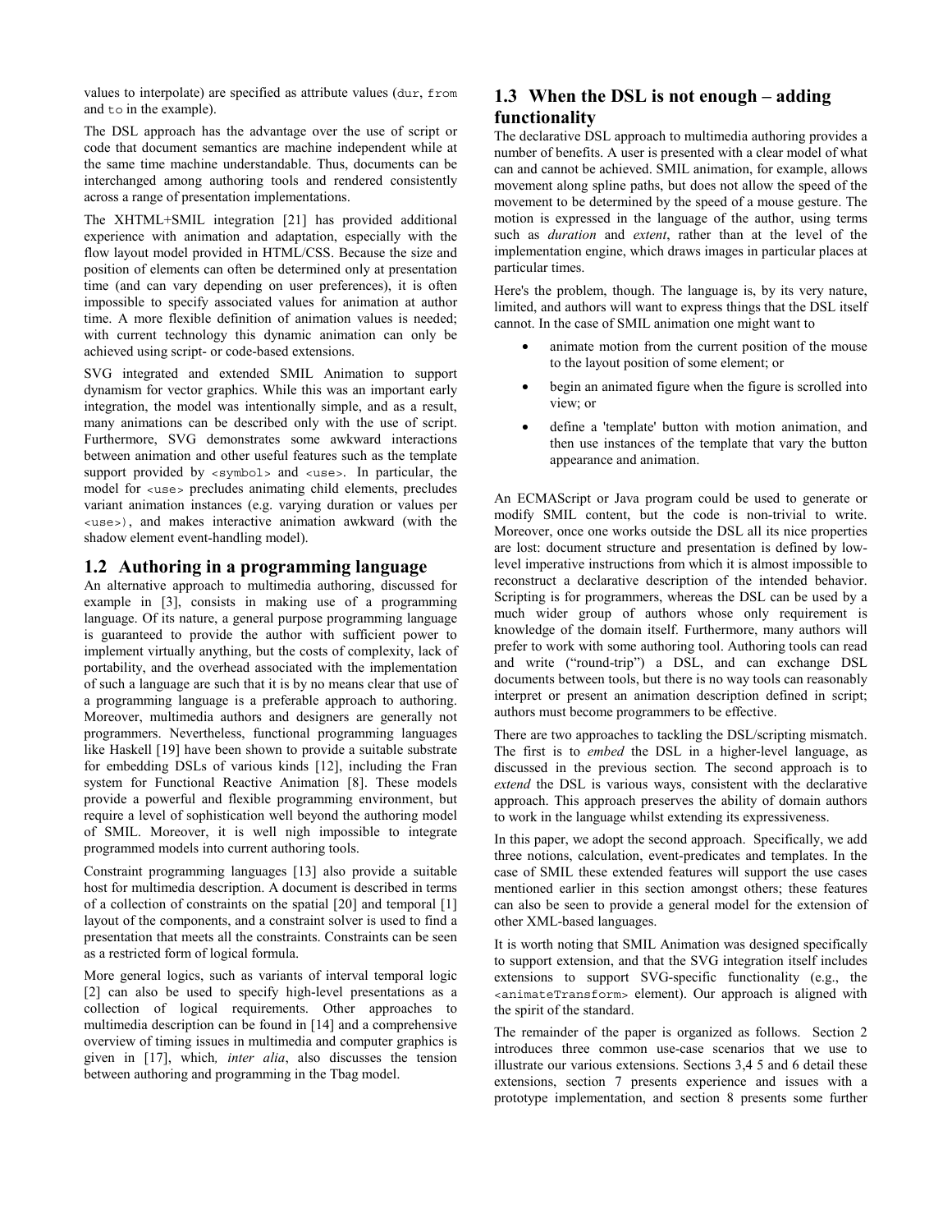values to interpolate) are specified as attribute values (`dur`, `from` and `to` in the example).

The DSL approach has the advantage over the use of script or code that document semantics are machine independent while at the same time machine understandable. Thus, documents can be interchanged among authoring tools and rendered consistently across a range of presentation implementations.

The XHTML+SMIL integration [21] has provided additional experience with animation and adaptation, especially with the flow layout model provided in HTML/CSS. Because the size and position of elements can often be determined only at presentation time (and can vary depending on user preferences), it is often impossible to specify associated values for animation at author time. A more flexible definition of animation values is needed; with current technology this dynamic animation can only be achieved using script- or code-based extensions.

SVG integrated and extended SMIL Animation to support dynamism for vector graphics. While this was an important early integration, the model was intentionally simple, and as a result, many animations can be described only with the use of script. Furthermore, SVG demonstrates some awkward interactions between animation and other useful features such as the template support provided by `<symbol>` and `<use>`. In particular, the model for `<use>` precludes animating child elements, precludes variant animation instances (e.g. varying duration or values per `<use>`), and makes interactive animation awkward (with the shadow element event-handling model).

## 1.2 Authoring in a programming language

An alternative approach to multimedia authoring, discussed for example in [3], consists in making use of a programming language. Of its nature, a general purpose programming language is guaranteed to provide the author with sufficient power to implement virtually anything, but the costs of complexity, lack of portability, and the overhead associated with the implementation of such a language are such that it is by no means clear that use of a programming language is a preferable approach to authoring. Moreover, multimedia authors and designers are generally not programmers. Nevertheless, functional programming languages like Haskell [19] have been shown to provide a suitable substrate for embedding DSLs of various kinds [12], including the Fran system for Functional Reactive Animation [8]. These models provide a powerful and flexible programming environment, but require a level of sophistication well beyond the authoring model of SMIL. Moreover, it is well nigh impossible to integrate programmed models into current authoring tools.

Constraint programming languages [13] also provide a suitable host for multimedia description. A document is described in terms of a collection of constraints on the spatial [20] and temporal [1] layout of the components, and a constraint solver is used to find a presentation that meets all the constraints. Constraints can be seen as a restricted form of logical formula.

More general logics, such as variants of interval temporal logic [2] can also be used to specify high-level presentations as a collection of logical requirements. Other approaches to multimedia description can be found in [14] and a comprehensive overview of timing issues in multimedia and computer graphics is given in [17], which, *inter alia*, also discusses the tension between authoring and programming in the Tbag model.

## 1.3 When the DSL is not enough – adding functionality

The declarative DSL approach to multimedia authoring provides a number of benefits. A user is presented with a clear model of what can and cannot be achieved. SMIL animation, for example, allows movement along spline paths, but does not allow the speed of the movement to be determined by the speed of a mouse gesture. The motion is expressed in the language of the author, using terms such as *duration* and *extent*, rather than at the level of the implementation engine, which draws images in particular places at particular times.

Here's the problem, though. The language is, by its very nature, limited, and authors will want to express things that the DSL itself cannot. In the case of SMIL animation one might want to

- animate motion from the current position of the mouse to the layout position of some element; or
- begin an animated figure when the figure is scrolled into view; or
- define a 'template' button with motion animation, and then use instances of the template that vary the button appearance and animation.

An ECMAScript or Java program could be used to generate or modify SMIL content, but the code is non-trivial to write. Moreover, once one works outside the DSL all its nice properties are lost: document structure and presentation is defined by low-level imperative instructions from which it is almost impossible to reconstruct a declarative description of the intended behavior. Scripting is for programmers, whereas the DSL can be used by a much wider group of authors whose only requirement is knowledge of the domain itself. Furthermore, many authors will prefer to work with some authoring tool. Authoring tools can read and write ("round-trip") a DSL, and can exchange DSL documents between tools, but there is no way tools can reasonably interpret or present an animation description defined in script; authors must become programmers to be effective.

There are two approaches to tackling the DSL/scripting mismatch. The first is to *embed* the DSL in a higher-level language, as discussed in the previous section. The second approach is to *extend* the DSL is various ways, consistent with the declarative approach. This approach preserves the ability of domain authors to work in the language whilst extending its expressiveness.

In this paper, we adopt the second approach. Specifically, we add three notions, calculation, event-predicates and templates. In the case of SMIL these extended features will support the use cases mentioned earlier in this section amongst others; these features can also be seen to provide a general model for the extension of other XML-based languages.

It is worth noting that SMIL Animation was designed specifically to support extension, and that the SVG integration itself includes extensions to support SVG-specific functionality (e.g., the `<animateTransform>` element). Our approach is aligned with the spirit of the standard.

The remainder of the paper is organized as follows. Section 2 introduces three common use-case scenarios that we use to illustrate our various extensions. Sections 3,4 5 and 6 detail these extensions, section 7 presents experience and issues with a prototype implementation, and section 8 presents some further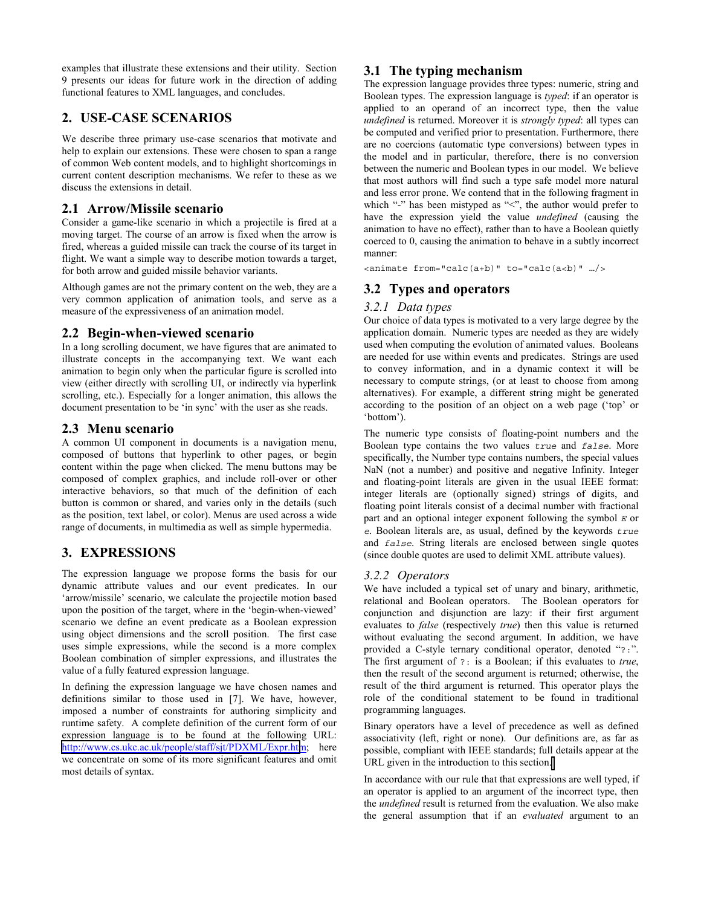examples that illustrate these extensions and their utility. Section 9 presents our ideas for future work in the direction of adding functional features to XML languages, and concludes.

## 2. USE-CASE SCENARIOS

We describe three primary use-case scenarios that motivate and help to explain our extensions. These were chosen to span a range of common Web content models, and to highlight shortcomings in current content description mechanisms. We refer to these as we discuss the extensions in detail.

### 2.1 Arrow/Missile scenario

Consider a game-like scenario in which a projectile is fired at a moving target. The course of an arrow is fixed when the arrow is fired, whereas a guided missile can track the course of its target in flight. We want a simple way to describe motion towards a target, for both arrow and guided missile behavior variants.

Although games are not the primary content on the web, they are a very common application of animation tools, and serve as a measure of the expressiveness of an animation model.

### 2.2 Begin-when-viewed scenario

In a long scrolling document, we have figures that are animated to illustrate concepts in the accompanying text. We want each animation to begin only when the particular figure is scrolled into view (either directly with scrolling UI, or indirectly via hyperlink scrolling, etc.). Especially for a longer animation, this allows the document presentation to be 'in sync' with the user as she reads.

### 2.3 Menu scenario

A common UI component in documents is a navigation menu, composed of buttons that hyperlink to other pages, or begin content within the page when clicked. The menu buttons may be composed of complex graphics, and include roll-over or other interactive behaviors, so that much of the definition of each button is common or shared, and varies only in the details (such as the position, text label, or color). Menus are used across a wide range of documents, in multimedia as well as simple hypermedia.

## 3. EXPRESSIONS

The expression language we propose forms the basis for our dynamic attribute values and our event predicates. In our 'arrow/missile' scenario, we calculate the projectile motion based upon the position of the target, where in the 'begin-when-viewed' scenario we define an event predicate as a Boolean expression using object dimensions and the scroll position. The first case uses simple expressions, while the second is a more complex Boolean combination of simpler expressions, and illustrates the value of a fully featured expression language.

In defining the expression language we have chosen names and definitions similar to those used in [7]. We have, however, imposed a number of constraints for authoring simplicity and runtime safety. A complete definition of the current form of our expression language is to be found at the following URL: http://www.cs.ukc.ac.uk/people/staff/sjt/PDXML/Expr.htm; here we concentrate on some of its more significant features and omit most details of syntax.

### 3.1 The typing mechanism

The expression language provides three types: numeric, string and Boolean types. The expression language is *typed*: if an operator is applied to an operand of an incorrect type, then the value *undefined* is returned. Moreover it is *strongly typed*: all types can be computed and verified prior to presentation. Furthermore, there are no coercions (automatic type conversions) between types in the model and in particular, therefore, there is no conversion between the numeric and Boolean types in our model. We believe that most authors will find such a type safe model more natural and less error prone. We contend that in the following fragment in which "-" has been mistyped as "<", the author would prefer to have the expression yield the value *undefined* (causing the animation to have no effect), rather than to have a Boolean quietly coerced to 0, causing the animation to behave in a subtly incorrect manner:

```
<animate from="calc(a+b)" to="calc(a<b)" …/>
```

### 3.2 Types and operators

#### *3.2.1 Data types*

Our choice of data types is motivated to a very large degree by the application domain. Numeric types are needed as they are widely used when computing the evolution of animated values. Booleans are needed for use within events and predicates. Strings are used to convey information, and in a dynamic context it will be necessary to compute strings, (or at least to choose from among alternatives). For example, a different string might be generated according to the position of an object on a web page ('top' or 'bottom').

The numeric type consists of floating-point numbers and the Boolean type contains the two values `true` and `false`. More specifically, the Number type contains numbers, the special values NaN (not a number) and positive and negative Infinity. Integer and floating-point literals are given in the usual IEEE format: integer literals are (optionally signed) strings of digits, and floating point literals consist of a decimal number with fractional part and an optional integer exponent following the symbol `E` or `e`. Boolean literals are, as usual, defined by the keywords `true` and `false`. String literals are enclosed between single quotes (since double quotes are used to delimit XML attribute values).

#### *3.2.2 Operators*

We have included a typical set of unary and binary, arithmetic, relational and Boolean operators. The Boolean operators for conjunction and disjunction are lazy: if their first argument evaluates to *false* (respectively *true*) then this value is returned without evaluating the second argument. In addition, we have provided a C-style ternary conditional operator, denoted "`?:`". The first argument of `?:` is a Boolean; if this evaluates to *true*, then the result of the second argument is returned; otherwise, the result of the third argument is returned. This operator plays the role of the conditional statement to be found in traditional programming languages.

Binary operators have a level of precedence as well as defined associativity (left, right or none). Our definitions are, as far as possible, compliant with IEEE standards; full details appear at the URL given in the introduction to this section.

In accordance with our rule that that expressions are well typed, if an operator is applied to an argument of the incorrect type, then the *undefined* result is returned from the evaluation. We also make the general assumption that if an *evaluated* argument to an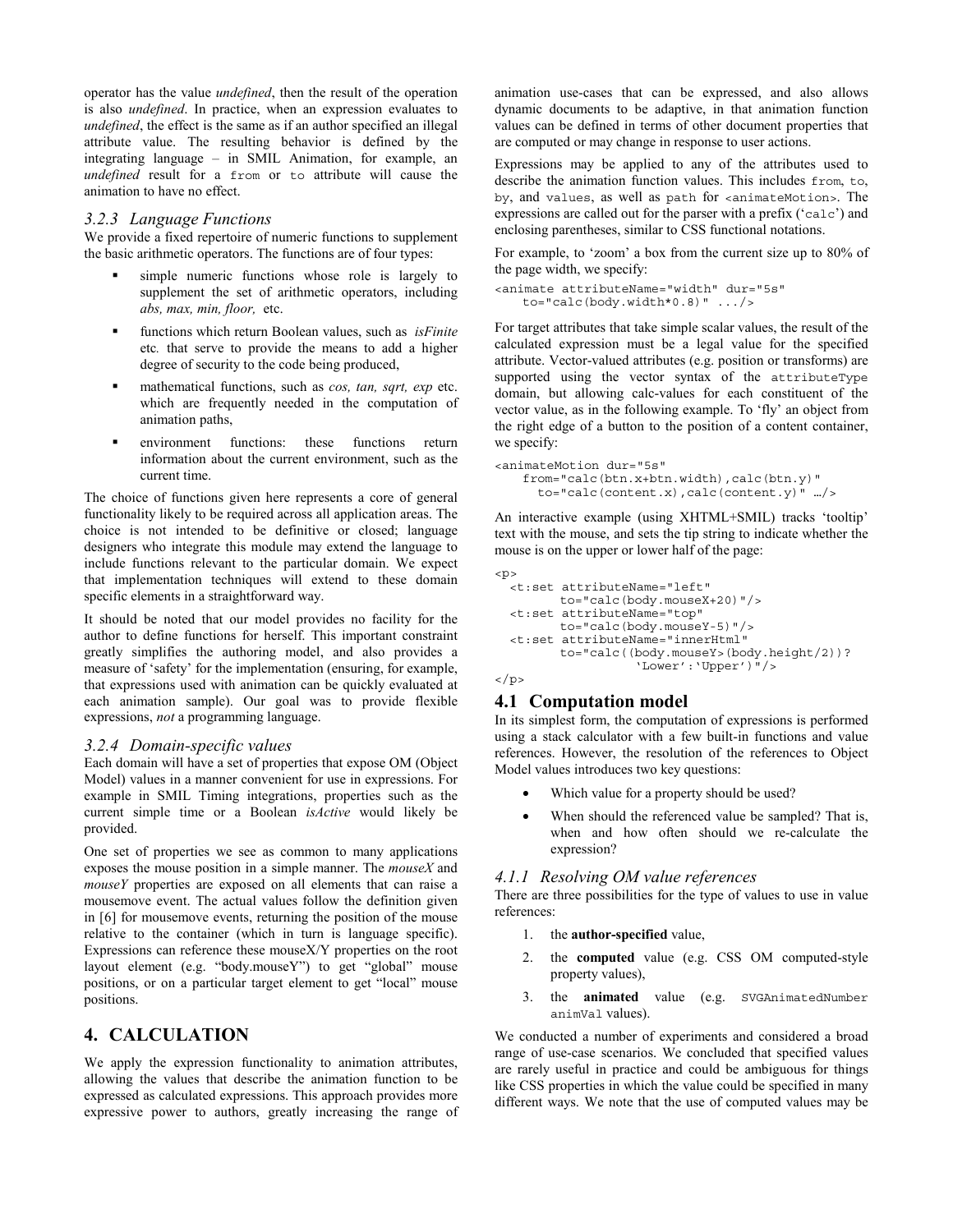operator has the value *undefined*, then the result of the operation is also *undefined*. In practice, when an expression evaluates to *undefined*, the effect is the same as if an author specified an illegal attribute value. The resulting behavior is defined by the integrating language – in SMIL Animation, for example, an *undefined* result for a `from` or `to` attribute will cause the animation to have no effect.

### 3.2.3 Language Functions

We provide a fixed repertoire of numeric functions to supplement the basic arithmetic operators. The functions are of four types:

- simple numeric functions whose role is largely to supplement the set of arithmetic operators, including *abs, max, min, floor,* etc.
- functions which return Boolean values, such as *isFinite* etc. that serve to provide the means to add a higher degree of security to the code being produced,
- mathematical functions, such as *cos, tan, sqrt, exp* etc. which are frequently needed in the computation of animation paths,
- environment functions: these functions return information about the current environment, such as the current time.

The choice of functions given here represents a core of general functionality likely to be required across all application areas. The choice is not intended to be definitive or closed; language designers who integrate this module may extend the language to include functions relevant to the particular domain. We expect that implementation techniques will extend to these domain specific elements in a straightforward way.

It should be noted that our model provides no facility for the author to define functions for herself. This important constraint greatly simplifies the authoring model, and also provides a measure of 'safety' for the implementation (ensuring, for example, that expressions used with animation can be quickly evaluated at each animation sample). Our goal was to provide flexible expressions, *not* a programming language.

### 3.2.4 Domain-specific values

Each domain will have a set of properties that expose OM (Object Model) values in a manner convenient for use in expressions. For example in SMIL Timing integrations, properties such as the current simple time or a Boolean *isActive* would likely be provided.

One set of properties we see as common to many applications exposes the mouse position in a simple manner. The *mouseX* and *mouseY* properties are exposed on all elements that can raise a mousemove event. The actual values follow the definition given in [6] for mousemove events, returning the position of the mouse relative to the container (which in turn is language specific). Expressions can reference these mouseX/Y properties on the root layout element (e.g. "body.mouseY") to get "global" mouse positions, or on a particular target element to get "local" mouse positions.

## 4. CALCULATION

We apply the expression functionality to animation attributes, allowing the values that describe the animation function to be expressed as calculated expressions. This approach provides more expressive power to authors, greatly increasing the range of animation use-cases that can be expressed, and also allows dynamic documents to be adaptive, in that animation function values can be defined in terms of other document properties that are computed or may change in response to user actions.

Expressions may be applied to any of the attributes used to describe the animation function values. This includes `from`, `to`, `by`, and `values`, as well as `path` for `<animateMotion>`. The expressions are called out for the parser with a prefix ('`calc`') and enclosing parentheses, similar to CSS functional notations.

For example, to 'zoom' a box from the current size up to 80% of the page width, we specify:

```
<animate attributeName="width" dur="5s"
    to="calc(body.width*0.8)" .../>
```

For target attributes that take simple scalar values, the result of the calculated expression must be a legal value for the specified attribute. Vector-valued attributes (e.g. position or transforms) are supported using the vector syntax of the `attributeType` domain, but allowing calc-values for each constituent of the vector value, as in the following example. To 'fly' an object from the right edge of a button to the position of a content container, we specify:

```
<animateMotion dur="5s"
    from="calc(btn.x+btn.width),calc(btn.y)"
      to="calc(content.x),calc(content.y)" …/>
```

An interactive example (using XHTML+SMIL) tracks 'tooltip' text with the mouse, and sets the tip string to indicate whether the mouse is on the upper or lower half of the page:

```
<p>
  <t:set attributeName="left"
         to="calc(body.mouseX+20)"/>
  <t:set attributeName="top"
         to="calc(body.mouseY-5)"/>
  <t:set attributeName="innerHtml"
         to="calc((body.mouseY>(body.height/2))?
                    'Lower':'Upper')"/>
</p>
```

## 4.1 Computation model

In its simplest form, the computation of expressions is performed using a stack calculator with a few built-in functions and value references. However, the resolution of the references to Object Model values introduces two key questions:

- Which value for a property should be used?
- When should the referenced value be sampled? That is, when and how often should we re-calculate the expression?

### 4.1.1 Resolving OM value references

There are three possibilities for the type of values to use in value references:

1. the **author-specified** value,
2. the **computed** value (e.g. CSS OM computed-style property values),
3. the **animated** value (e.g. `SVGAnimatedNumber animVal` values).

We conducted a number of experiments and considered a broad range of use-case scenarios. We concluded that specified values are rarely useful in practice and could be ambiguous for things like CSS properties in which the value could be specified in many different ways. We note that the use of computed values may be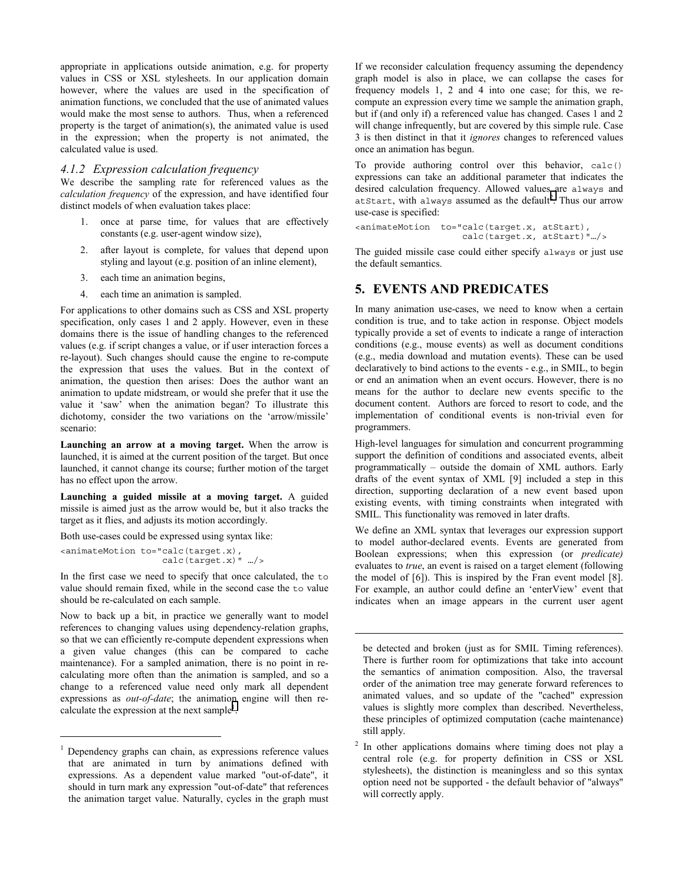appropriate in applications outside animation, e.g. for property values in CSS or XSL stylesheets. In our application domain however, where the values are used in the specification of animation functions, we concluded that the use of animated values would make the most sense to authors. Thus, when a referenced property is the target of animation(s), the animated value is used in the expression; when the property is not animated, the calculated value is used.

### *4.1.2 Expression calculation frequency*

We describe the sampling rate for referenced values as the *calculation frequency* of the expression, and have identified four distinct models of when evaluation takes place:

1. once at parse time, for values that are effectively constants (e.g. user-agent window size),
2. after layout is complete, for values that depend upon styling and layout (e.g. position of an inline element),
3. each time an animation begins,
4. each time an animation is sampled.

For applications to other domains such as CSS and XSL property specification, only cases 1 and 2 apply. However, even in these domains there is the issue of handling changes to the referenced values (e.g. if script changes a value, or if user interaction forces a re-layout). Such changes should cause the engine to re-compute the expression that uses the values. But in the context of animation, the question then arises: Does the author want an animation to update midstream, or would she prefer that it use the value it 'saw' when the animation began? To illustrate this dichotomy, consider the two variations on the 'arrow/missile' scenario:

**Launching an arrow at a moving target.** When the arrow is launched, it is aimed at the current position of the target. But once launched, it cannot change its course; further motion of the target has no effect upon the arrow.

**Launching a guided missile at a moving target.** A guided missile is aimed just as the arrow would be, but it also tracks the target as it flies, and adjusts its motion accordingly.

Both use-cases could be expressed using syntax like:

```
<animateMotion to="calc(target.x),
                   calc(target.x)" …/>
```

In the first case we need to specify that once calculated, the `to` value should remain fixed, while in the second case the `to` value should be re-calculated on each sample.

Now to back up a bit, in practice we generally want to model references to changing values using dependency-relation graphs, so that we can efficiently re-compute dependent expressions when a given value changes (this can be compared to cache maintenance). For a sampled animation, there is no point in re-calculating more often than the animation is sampled, and so a change to a referenced value need only mark all dependent expressions as *out-of-date*; the animation engine will then re-calculate the expression at the next sample[1].

If we reconsider calculation frequency assuming the dependency graph model is also in place, we can collapse the cases for frequency models 1, 2 and 4 into one case; for this, we re-compute an expression every time we sample the animation graph, but if (and only if) a referenced value has changed. Cases 1 and 2 will change infrequently, but are covered by this simple rule. Case 3 is then distinct in that it *ignores* changes to referenced values once an animation has begun.

To provide authoring control over this behavior, `calc()` expressions can take an additional parameter that indicates the desired calculation frequency. Allowed values are `always` and `atStart`, with `always` assumed as the default[2]. Thus our arrow use-case is specified:

```
<animateMotion  to="calc(target.x, atStart),
                    calc(target.x, atStart)"…/>
```

The guided missile case could either specify `always` or just use the default semantics.

## 5. EVENTS AND PREDICATES

In many animation use-cases, we need to know when a certain condition is true, and to take action in response. Object models typically provide a set of events to indicate a range of interaction conditions (e.g., mouse events) as well as document conditions (e.g., media download and mutation events). These can be used declaratively to bind actions to the events - e.g., in SMIL, to begin or end an animation when an event occurs. However, there is no means for the author to declare new events specific to the document content. Authors are forced to resort to code, and the implementation of conditional events is non-trivial even for programmers.

High-level languages for simulation and concurrent programming support the definition of conditions and associated events, albeit programmatically – outside the domain of XML authors. Early drafts of the event syntax of XML [9] included a step in this direction, supporting declaration of a new event based upon existing events, with timing constraints when integrated with SMIL. This functionality was removed in later drafts.

We define an XML syntax that leverages our expression support to model author-declared events. Events are generated from Boolean expressions; when this expression (or *predicate)* evaluates to *true*, an event is raised on a target element (following the model of [6]). This is inspired by the Fran event model [8]. For example, an author could define an 'enterView' event that indicates when an image appears in the current user agent

---

[1] Dependency graphs can chain, as expressions reference values that are animated in turn by animations defined with expressions. As a dependent value marked "out-of-date", it should in turn mark any expression "out-of-date" that references the animation target value. Naturally, cycles in the graph must be detected and broken (just as for SMIL Timing references). There is further room for optimizations that take into account the semantics of animation composition. Also, the traversal order of the animation tree may generate forward references to animated values, and so update of the "cached" expression values is slightly more complex than described. Nevertheless, these principles of optimized computation (cache maintenance) still apply.

[2] In other applications domains where timing does not play a central role (e.g. for property definition in CSS or XSL stylesheets), the distinction is meaningless and so this syntax option need not be supported - the default behavior of "always" will correctly apply.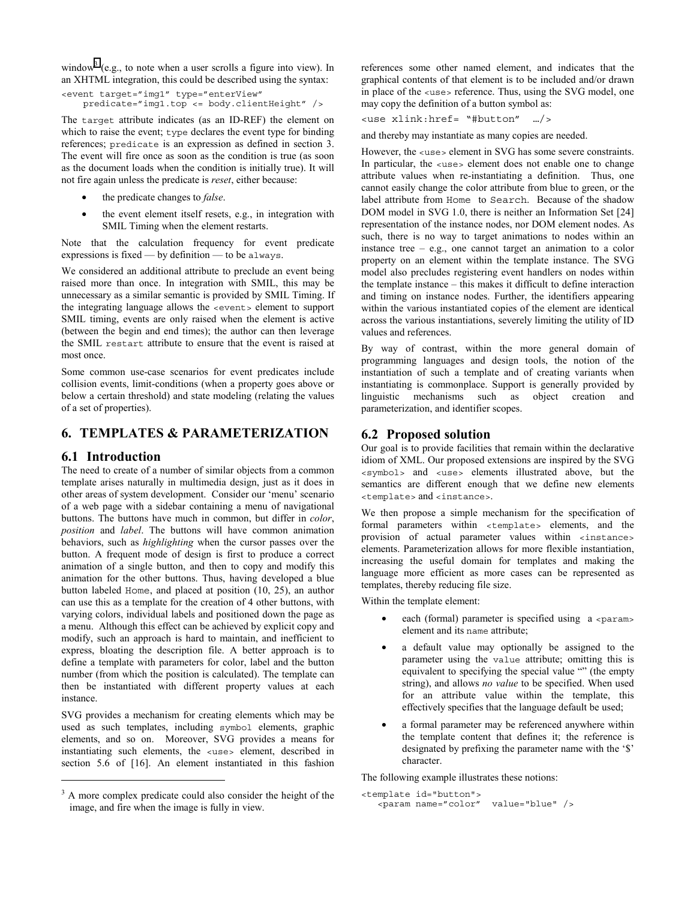window[3] (e.g., to note when a user scrolls a figure into view). In an XHTML integration, this could be described using the syntax:

```
<event target="img1" type="enterView"
    predicate="img1.top <= body.clientHeight" />
```

The `target` attribute indicates (as an ID-REF) the element on which to raise the event; `type` declares the event type for binding references; `predicate` is an expression as defined in section 3. The event will fire once as soon as the condition is true (as soon as the document loads when the condition is initially true). It will not fire again unless the predicate is *reset*, either because:

- the predicate changes to *false*.
- the event element itself resets, e.g., in integration with SMIL Timing when the element restarts.

Note that the calculation frequency for event predicate expressions is fixed — by definition — to be `always`.

We considered an additional attribute to preclude an event being raised more than once. In integration with SMIL, this may be unnecessary as a similar semantic is provided by SMIL Timing. If the integrating language allows the `<event>` element to support SMIL timing, events are only raised when the element is active (between the begin and end times); the author can then leverage the SMIL `restart` attribute to ensure that the event is raised at most once.

Some common use-case scenarios for event predicates include collision events, limit-conditions (when a property goes above or below a certain threshold) and state modeling (relating the values of a set of properties).

## 6. TEMPLATES & PARAMETERIZATION

### 6.1 Introduction

The need to create of a number of similar objects from a common template arises naturally in multimedia design, just as it does in other areas of system development. Consider our 'menu' scenario of a web page with a sidebar containing a menu of navigational buttons. The buttons have much in common, but differ in *color*, *position* and *label*. The buttons will have common animation behaviors, such as *highlighting* when the cursor passes over the button. A frequent mode of design is first to produce a correct animation of a single button, and then to copy and modify this animation for the other buttons. Thus, having developed a blue button labeled `Home`, and placed at position (10, 25), an author can use this as a template for the creation of 4 other buttons, with varying colors, individual labels and positioned down the page as a menu. Although this effect can be achieved by explicit copy and modify, such an approach is hard to maintain, and inefficient to express, bloating the description file. A better approach is to define a template with parameters for color, label and the button number (from which the position is calculated). The template can then be instantiated with different property values at each instance.

SVG provides a mechanism for creating elements which may be used as such templates, including `symbol` elements, graphic elements, and so on. Moreover, SVG provides a means for instantiating such elements, the `<use>` element, described in section 5.6 of [16]. An element instantiated in this fashion references some other named element, and indicates that the graphical contents of that element is to be included and/or drawn in place of the `<use>` reference. Thus, using the SVG model, one may copy the definition of a button symbol as:

```
<use xlink:href= "#button" …/>
```

and thereby may instantiate as many copies are needed.

However, the `<use>` element in SVG has some severe constraints. In particular, the `<use>` element does not enable one to change attribute values when re-instantiating a definition. Thus, one cannot easily change the color attribute from blue to green, or the label attribute from `Home` to `Search`. Because of the shadow DOM model in SVG 1.0, there is neither an Information Set [24] representation of the instance nodes, nor DOM element nodes. As such, there is no way to target animations to nodes within an instance tree – e.g., one cannot target an animation to a color property on an element within the template instance. The SVG model also precludes registering event handlers on nodes within the template instance – this makes it difficult to define interaction and timing on instance nodes. Further, the identifiers appearing within the various instantiated copies of the element are identical across the various instantiations, severely limiting the utility of ID values and references.

By way of contrast, within the more general domain of programming languages and design tools, the notion of the instantiation of such a template and of creating variants when instantiating is commonplace. Support is generally provided by linguistic mechanisms such as object creation and parameterization, and identifier scopes.

### 6.2 Proposed solution

Our goal is to provide facilities that remain within the declarative idiom of XML. Our proposed extensions are inspired by the SVG `<symbol>` and `<use>` elements illustrated above, but the semantics are different enough that we define new elements `<template>` and `<instance>`.

We then propose a simple mechanism for the specification of formal parameters within `<template>` elements, and the provision of actual parameter values within `<instance>` elements. Parameterization allows for more flexible instantiation, increasing the useful domain for templates and making the language more efficient as more cases can be represented as templates, thereby reducing file size.

Within the template element:

- each (formal) parameter is specified using a `<param>` element and its `name` attribute;
- a default value may optionally be assigned to the parameter using the `value` attribute; omitting this is equivalent to specifying the special value "" (the empty string), and allows *no value* to be specified. When used for an attribute value within the template, this effectively specifies that the language default be used;
- a formal parameter may be referenced anywhere within the template content that defines it; the reference is designated by prefixing the parameter name with the '$' character.

The following example illustrates these notions:

```
<template id="button">
   <param name="color"  value="blue" />
```

[3] A more complex predicate could also consider the height of the image, and fire when the image is fully in view.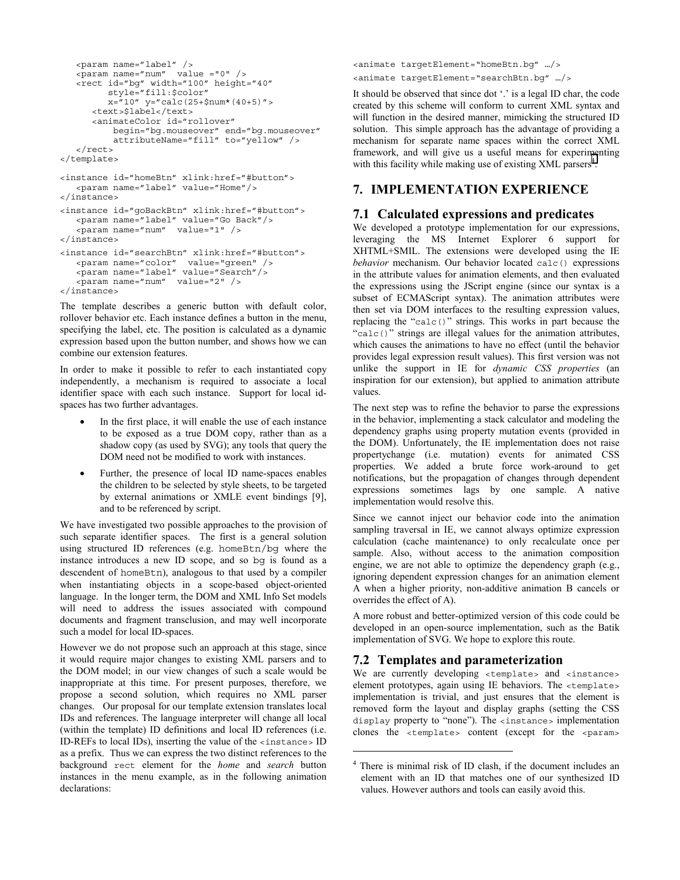```
   <param name="label" />
   <param name="num"  value ="0" />
   <rect id="bg" width="100" height="40"
        style="fill:$color"
        x="10" y="calc(25+$num*(40+5)">
      <text>$label</text>
      <animateColor id="rollover"
          begin="bg.mouseover" end="bg.mouseover"
          attributeName="fill" to="yellow" />
   </rect>
</template>

<instance id="homeBtn" xlink:href="#button">
   <param name="label" value="Home"/>
</instance>

<instance id="goBackBtn" xlink:href="#button">
   <param name="label" value="Go Back"/>
   <param name="num"  value="1" />
</instance>

<instance id="searchBtn" xlink:href="#button">
   <param name="color"  value="green" />
   <param name="label" value="Search"/>
   <param name="num"  value="2" />
</instance>
```

The template describes a generic button with default color, rollover behavior etc. Each instance defines a button in the menu, specifying the label, etc. The position is calculated as a dynamic expression based upon the button number, and shows how we can combine our extension features.

In order to make it possible to refer to each instantiated copy independently, a mechanism is required to associate a local identifier space with each such instance. Support for local id-spaces has two further advantages.

- In the first place, it will enable the use of each instance to be exposed as a true DOM copy, rather than as a shadow copy (as used by SVG); any tools that query the DOM need not be modified to work with instances.
- Further, the presence of local ID name-spaces enables the children to be selected by style sheets, to be targeted by external animations or XMLE event bindings [9], and to be referenced by script.

We have investigated two possible approaches to the provision of such separate identifier spaces. The first is a general solution using structured ID references (e.g. `homeBtn/bg` where the instance introduces a new ID scope, and so `bg` is found as a descendent of `homeBtn`), analogous to that used by a compiler when instantiating objects in a scope-based object-oriented language. In the longer term, the DOM and XML Info Set models will need to address the issues associated with compound documents and fragment transclusion, and may well incorporate such a model for local ID-spaces.

However we do not propose such an approach at this stage, since it would require major changes to existing XML parsers and to the DOM model; in our view changes of such a scale would be inappropriate at this time. For present purposes, therefore, we propose a second solution, which requires no XML parser changes. Our proposal for our template extension translates local IDs and references. The language interpreter will change all local (within the template) ID definitions and local ID references (i.e. ID-REFs to local IDs), inserting the value of the `<instance>` ID as a prefix. Thus we can express the two distinct references to the background `rect` element for the *home* and *search* button instances in the menu example, as in the following animation declarations:

```
<animate targetElement="homeBtn.bg" …/>
<animate targetElement="searchBtn.bg" …/>
```

It should be observed that since dot '.' is a legal ID char, the code created by this scheme will conform to current XML syntax and will function in the desired manner, mimicking the structured ID solution. This simple approach has the advantage of providing a mechanism for separate name spaces within the correct XML framework, and will give us a useful means for experimenting with this facility while making use of existing XML parsers[4].

## 7. IMPLEMENTATION EXPERIENCE

### 7.1 Calculated expressions and predicates

We developed a prototype implementation for our expressions, leveraging the MS Internet Explorer 6 support for XHTML+SMIL. The extensions were developed using the IE *behavior* mechanism. Our behavior located `calc()` expressions in the attribute values for animation elements, and then evaluated the expressions using the JScript engine (since our syntax is a subset of ECMAScript syntax). The animation attributes were then set via DOM interfaces to the resulting expression values, replacing the "`calc()`" strings. This works in part because the "`calc()`" strings are illegal values for the animation attributes, which causes the animations to have no effect (until the behavior provides legal expression result values). This first version was not unlike the support in IE for *dynamic CSS properties* (an inspiration for our extension), but applied to animation attribute values.

The next step was to refine the behavior to parse the expressions in the behavior, implementing a stack calculator and modeling the dependency graphs using property mutation events (provided in the DOM). Unfortunately, the IE implementation does not raise propertychange (i.e. mutation) events for animated CSS properties. We added a brute force work-around to get notifications, but the propagation of changes through dependent expressions sometimes lags by one sample. A native implementation would resolve this.

Since we cannot inject our behavior code into the animation sampling traversal in IE, we cannot always optimize expression calculation (cache maintenance) to only recalculate once per sample. Also, without access to the animation composition engine, we are not able to optimize the dependency graph (e.g., ignoring dependent expression changes for an animation element A when a higher priority, non-additive animation B cancels or overrides the effect of A).

A more robust and better-optimized version of this code could be developed in an open-source implementation, such as the Batik implementation of SVG. We hope to explore this route.

### 7.2 Templates and parameterization

We are currently developing `<template>` and `<instance>` element prototypes, again using IE behaviors. The `<template>` implementation is trivial, and just ensures that the element is removed form the layout and display graphs (setting the CSS `display` property to "none"). The `<instance>` implementation clones the `<template>` content (except for the `<param>`

[4] There is minimal risk of ID clash, if the document includes an element with an ID that matches one of our synthesized ID values. However authors and tools can easily avoid this.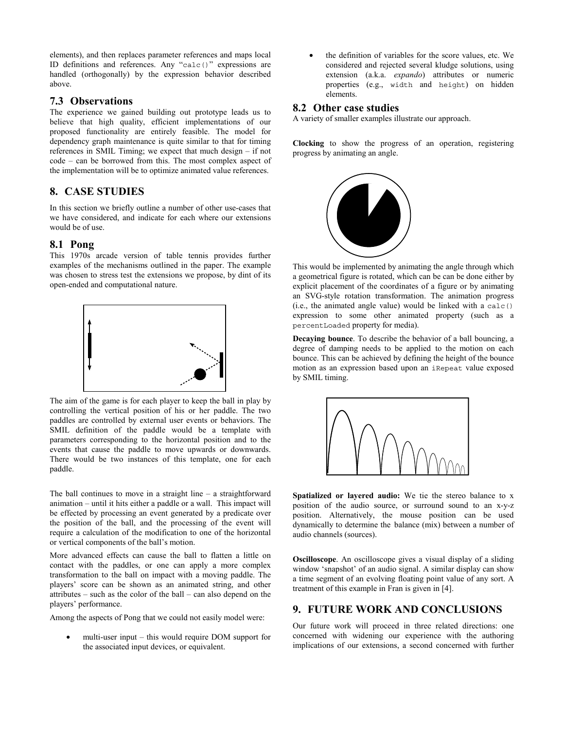elements), and then replaces parameter references and maps local ID definitions and references. Any "`calc()`" expressions are handled (orthogonally) by the expression behavior described above.

### 7.3 Observations

The experience we gained building out prototype leads us to believe that high quality, efficient implementations of our proposed functionality are entirely feasible. The model for dependency graph maintenance is quite similar to that for timing references in SMIL Timing; we expect that much design – if not code – can be borrowed from this. The most complex aspect of the implementation will be to optimize animated value references.

## 8. CASE STUDIES

In this section we briefly outline a number of other use-cases that we have considered, and indicate for each where our extensions would be of use.

### 8.1 Pong

This 1970s arcade version of table tennis provides further examples of the mechanisms outlined in the paper. The example was chosen to stress test the extensions we propose, by dint of its open-ended and computational nature.

The aim of the game is for each player to keep the ball in play by controlling the vertical position of his or her paddle. The two paddles are controlled by external user events or behaviors. The SMIL definition of the paddle would be a template with parameters corresponding to the horizontal position and to the events that cause the paddle to move upwards or downwards. There would be two instances of this template, one for each paddle.

The ball continues to move in a straight line – a straightforward animation – until it hits either a paddle or a wall. This impact will be effected by processing an event generated by a predicate over the position of the ball, and the processing of the event will require a calculation of the modification to one of the horizontal or vertical components of the ball's motion.

More advanced effects can cause the ball to flatten a little on contact with the paddles, or one can apply a more complex transformation to the ball on impact with a moving paddle. The players' score can be shown as an animated string, and other attributes – such as the color of the ball – can also depend on the players' performance.

Among the aspects of Pong that we could not easily model were:

- multi-user input – this would require DOM support for the associated input devices, or equivalent.
- the definition of variables for the score values, etc. We considered and rejected several kludge solutions, using extension (a.k.a. *expando*) attributes or numeric properties (e.g., `width` and `height`) on hidden elements.

### 8.2 Other case studies

A variety of smaller examples illustrate our approach.

**Clocking** to show the progress of an operation, registering progress by animating an angle.

This would be implemented by animating the angle through which a geometrical figure is rotated, which can be can be done either by explicit placement of the coordinates of a figure or by animating an SVG-style rotation transformation. The animation progress (i.e., the animated angle value) would be linked with a `calc()` expression to some other animated property (such as a `percentLoaded` property for media).

**Decaying bounce**. To describe the behavior of a ball bouncing, a degree of damping needs to be applied to the motion on each bounce. This can be achieved by defining the height of the bounce motion as an expression based upon an `iRepeat` value exposed by SMIL timing.

**Spatialized or layered audio:** We tie the stereo balance to x position of the audio source, or surround sound to an x-y-z position. Alternatively, the mouse position can be used dynamically to determine the balance (mix) between a number of audio channels (sources).

**Oscilloscope**. An oscilloscope gives a visual display of a sliding window 'snapshot' of an audio signal. A similar display can show a time segment of an evolving floating point value of any sort. A treatment of this example in Fran is given in [4].

## 9. FUTURE WORK AND CONCLUSIONS

Our future work will proceed in three related directions: one concerned with widening our experience with the authoring implications of our extensions, a second concerned with further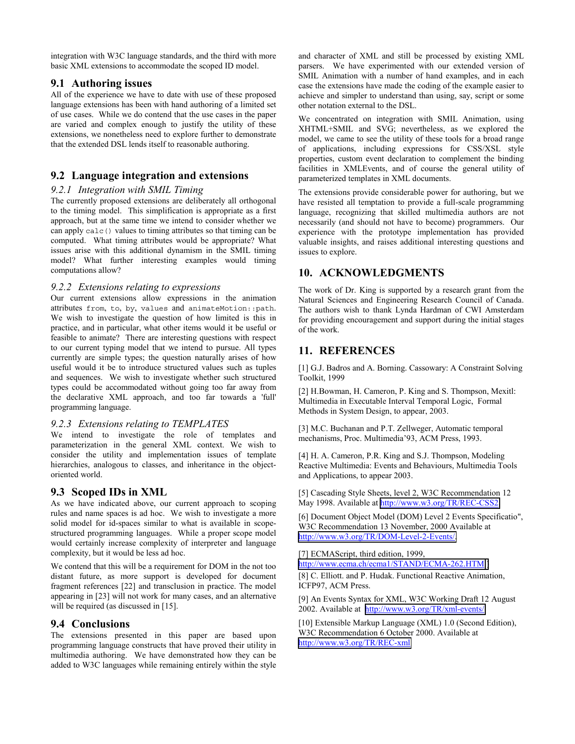integration with W3C language standards, and the third with more basic XML extensions to accommodate the scoped ID model.

## 9.1 Authoring issues

All of the experience we have to date with use of these proposed language extensions has been with hand authoring of a limited set of use cases. While we do contend that the use cases in the paper are varied and complex enough to justify the utility of these extensions, we nonetheless need to explore further to demonstrate that the extended DSL lends itself to reasonable authoring.

## 9.2 Language integration and extensions

### *9.2.1 Integration with SMIL Timing*

The currently proposed extensions are deliberately all orthogonal to the timing model. This simplification is appropriate as a first approach, but at the same time we intend to consider whether we can apply `calc()` values to timing attributes so that timing can be computed. What timing attributes would be appropriate? What issues arise with this additional dynamism in the SMIL timing model? What further interesting examples would timing computations allow?

### *9.2.2 Extensions relating to expressions*

Our current extensions allow expressions in the animation attributes `from`, `to`, `by`, `values` and `animateMotion::path`. We wish to investigate the question of how limited is this in practice, and in particular, what other items would it be useful or feasible to animate? There are interesting questions with respect to our current typing model that we intend to pursue. All types currently are simple types; the question naturally arises of how useful would it be to introduce structured values such as tuples and sequences. We wish to investigate whether such structured types could be accommodated without going too far away from the declarative XML approach, and too far towards a 'full' programming language.

### *9.2.3 Extensions relating to TEMPLATES*

We intend to investigate the role of templates and parameterization in the general XML context. We wish to consider the utility and implementation issues of template hierarchies, analogous to classes, and inheritance in the object-oriented world.

## 9.3 Scoped IDs in XML

As we have indicated above, our current approach to scoping rules and name spaces is ad hoc. We wish to investigate a more solid model for id-spaces similar to what is available in scope-structured programming languages. While a proper scope model would certainly increase complexity of interpreter and language complexity, but it would be less ad hoc.

We contend that this will be a requirement for DOM in the not too distant future, as more support is developed for document fragment references [22] and transclusion in practice. The model appearing in [23] will not work for many cases, and an alternative will be required (as discussed in [15].

## 9.4 Conclusions

The extensions presented in this paper are based upon programming language constructs that have proved their utility in multimedia authoring. We have demonstrated how they can be added to W3C languages while remaining entirely within the style and character of XML and still be processed by existing XML parsers. We have experimented with our extended version of SMIL Animation with a number of hand examples, and in each case the extensions have made the coding of the example easier to achieve and simpler to understand than using, say, script or some other notation external to the DSL.

We concentrated on integration with SMIL Animation, using XHTML+SMIL and SVG; nevertheless, as we explored the model, we came to see the utility of these tools for a broad range of applications, including expressions for CSS/XSL style properties, custom event declaration to complement the binding facilities in XMLEvents, and of course the general utility of parameterized templates in XML documents.

The extensions provide considerable power for authoring, but we have resisted all temptation to provide a full-scale programming language, recognizing that skilled multimedia authors are not necessarily (and should not have to become) programmers. Our experience with the prototype implementation has provided valuable insights, and raises additional interesting questions and issues to explore.

# 10. ACKNOWLEDGMENTS

The work of Dr. King is supported by a research grant from the Natural Sciences and Engineering Research Council of Canada. The authors wish to thank Lynda Hardman of CWI Amsterdam for providing encouragement and support during the initial stages of the work.

# 11. REFERENCES

[1] G.J. Badros and A. Borning. Cassowary: A Constraint Solving Toolkit, 1999

[2] H.Bowman, H. Cameron, P. King and S. Thompson, Mexitl: Multimedia in Executable Interval Temporal Logic, Formal Methods in System Design, to appear, 2003.

[3] M.C. Buchanan and P.T. Zellweger, Automatic temporal mechanisms, Proc. Multimedia'93, ACM Press, 1993.

[4] H. A. Cameron, P.R. King and S.J. Thompson, Modeling Reactive Multimedia: Events and Behaviours, Multimedia Tools and Applications, to appear 2003.

[5] Cascading Style Sheets, level 2, W3C Recommendation 12 May 1998. Available at http://www.w3.org/TR/REC-CSS2

[6] Document Object Model (DOM) Level 2 Events Specificatio", W3C Recommendation 13 November, 2000 Available at http://www.w3.org/TR/DOM-Level-2-Events/

[7] ECMAScript, third edition, 1999, http://www.ecma.ch/ecma1/STAND/ECMA-262.HTM

[8] C. Elliott. and P. Hudak. Functional Reactive Animation, ICFP97, ACM Press.

[9] An Events Syntax for XML, W3C Working Draft 12 August 2002. Available at http://www.w3.org/TR/xml-events/

[10] Extensible Markup Language (XML) 1.0 (Second Edition), W3C Recommendation 6 October 2000. Available at http://www.w3.org/TR/REC-xml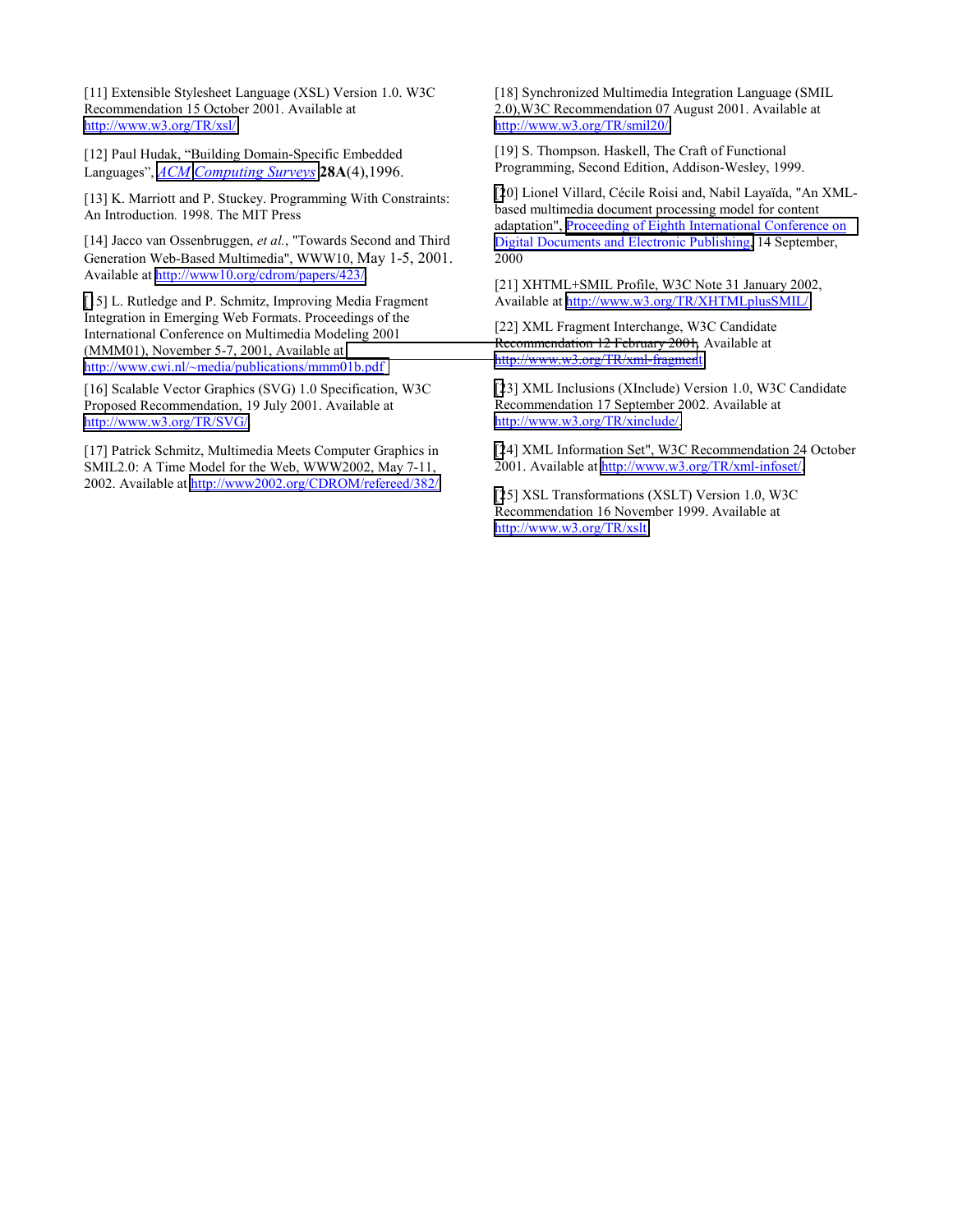[11] Extensible Stylesheet Language (XSL) Version 1.0. W3C Recommendation 15 October 2001. Available at http://www.w3.org/TR/xsl/

[12] Paul Hudak, "Building Domain-Specific Embedded Languages", *ACM Computing Surveys* **28A**(4),1996.

[13] K. Marriott and P. Stuckey. Programming With Constraints: An Introduction. 1998. The MIT Press

[14] Jacco van Ossenbruggen, *et al.*, "Towards Second and Third Generation Web-Based Multimedia", WWW10, May 1-5, 2001. Available at http://www10.org/cdrom/papers/423/

[15] L. Rutledge and P. Schmitz, Improving Media Fragment Integration in Emerging Web Formats. Proceedings of the International Conference on Multimedia Modeling 2001 (MMM01), November 5-7, 2001, Available at http://www.cwi.nl/~media/publications/mmm01b.pdf

[16] Scalable Vector Graphics (SVG) 1.0 Specification, W3C Proposed Recommendation, 19 July 2001. Available at http://www.w3.org/TR/SVG/

[17] Patrick Schmitz, Multimedia Meets Computer Graphics in SMIL2.0: A Time Model for the Web, WWW2002, May 7-11, 2002. Available at http://www2002.org/CDROM/refereed/382/

[18] Synchronized Multimedia Integration Language (SMIL 2.0),W3C Recommendation 07 August 2001. Available at http://www.w3.org/TR/smil20/

[19] S. Thompson. Haskell, The Craft of Functional Programming, Second Edition, Addison-Wesley, 1999.

[20] Lionel Villard, Cécile Roisi and, Nabil Layaïda, "An XML-based multimedia document processing model for content adaptation", Proceeding of Eighth International Conference on Digital Documents and Electronic Publishing, 14 September, 2000

[21] XHTML+SMIL Profile, W3C Note 31 January 2002, Available at http://www.w3.org/TR/XHTMLplusSMIL/

[22] XML Fragment Interchange, W3C Candidate Recommendation 12 February 2001. Available at http://www.w3.org/TR/xml-fragment

[23] XML Inclusions (XInclude) Version 1.0, W3C Candidate Recommendation 17 September 2002. Available at http://www.w3.org/TR/xinclude/.

[24] XML Information Set", W3C Recommendation 24 October 2001. Available at http://www.w3.org/TR/xml-infoset/.

[25] XSL Transformations (XSLT) Version 1.0, W3C Recommendation 16 November 1999. Available at http://www.w3.org/TR/xslt